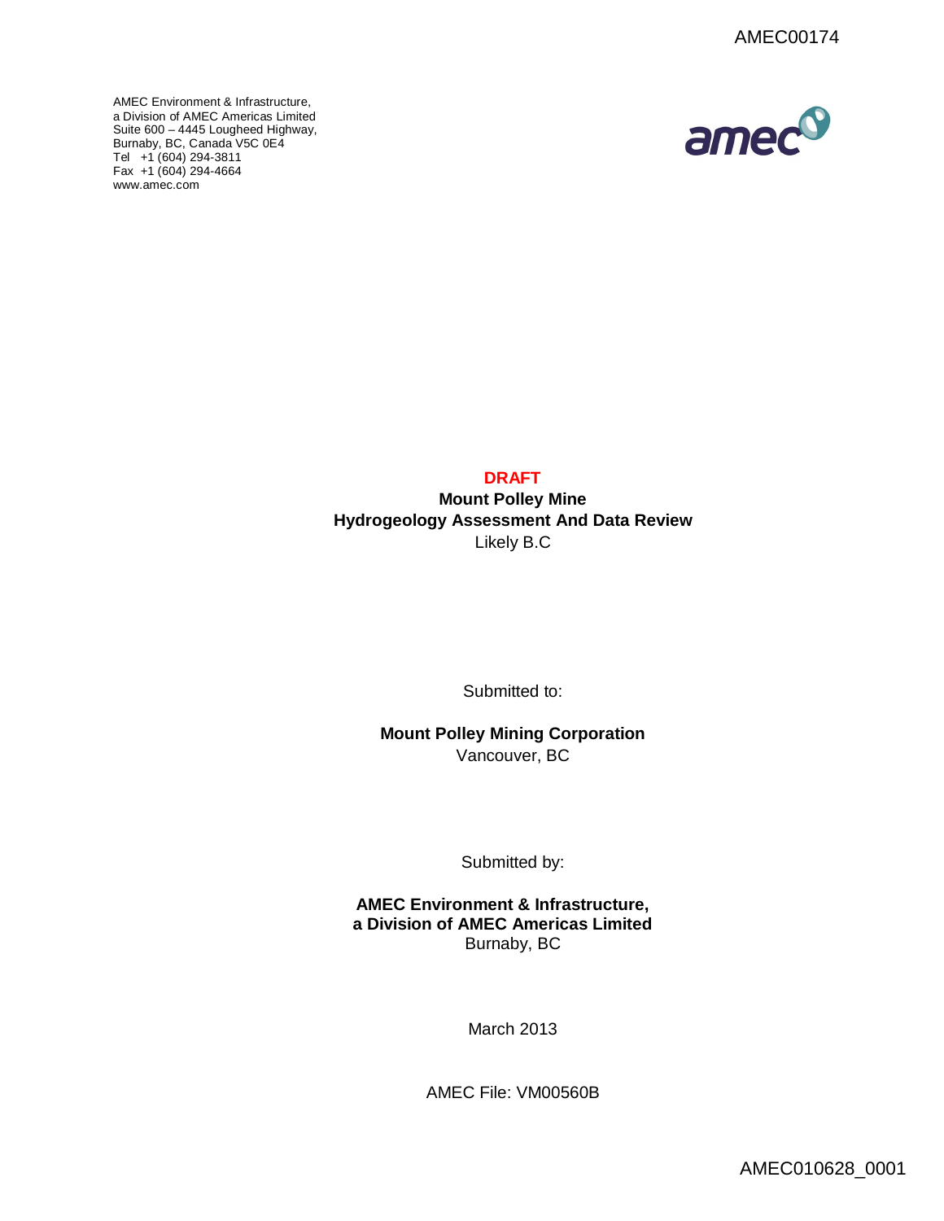AMEC00174

AMEC Environment & Infrastructure,
a Division of AMEC Americas Limited
Suite 600 – 4445 Lougheed Highway,
Burnaby, BC, Canada V5C 0E4
Tel +1 (604) 294-3811
Fax +1 (604) 294-4664
www.amec.com

**DRAFT**

**Mount Polley Mine**
**Hydrogeology Assessment And Data Review**
Likely B.C

Submitted to:

**Mount Polley Mining Corporation**
Vancouver, BC

Submitted by:

**AMEC Environment & Infrastructure,**
**a Division of AMEC Americas Limited**
Burnaby, BC

March 2013

AMEC File: VM00560B

AMEC010628_0001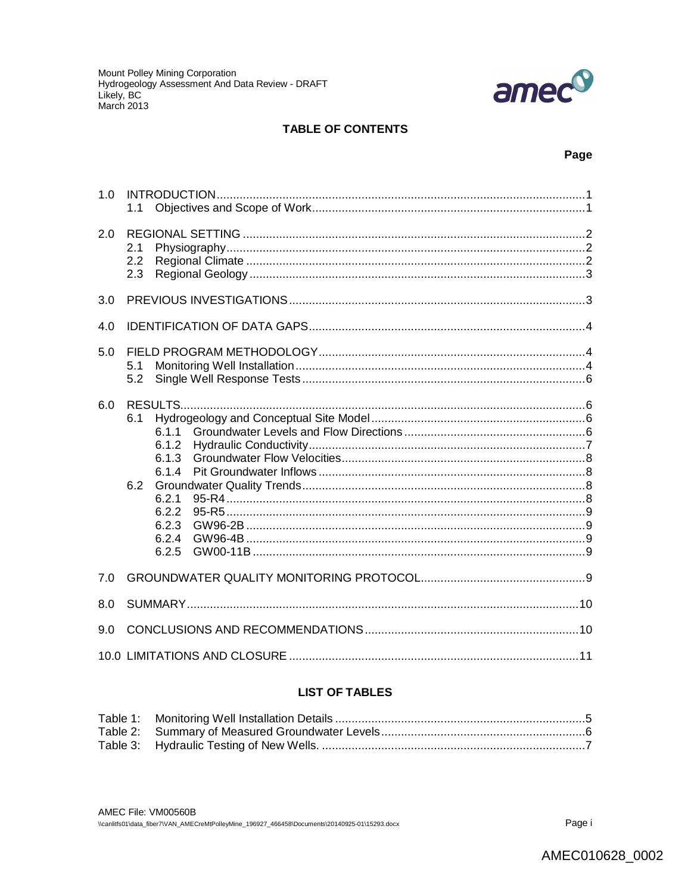## TABLE OF CONTENTS

**Page**

1.0 INTRODUCTION....1
  1.1 Objectives and Scope of Work....1

2.0 REGIONAL SETTING....2
  2.1 Physiography....2
  2.2 Regional Climate....2
  2.3 Regional Geology....3

3.0 PREVIOUS INVESTIGATIONS....3

4.0 IDENTIFICATION OF DATA GAPS....4

5.0 FIELD PROGRAM METHODOLOGY....4
  5.1 Monitoring Well Installation....4
  5.2 Single Well Response Tests....6

6.0 RESULTS....6
  6.1 Hydrogeology and Conceptual Site Model....6
    6.1.1 Groundwater Levels and Flow Directions....6
    6.1.2 Hydraulic Conductivity....7
    6.1.3 Groundwater Flow Velocities....8
    6.1.4 Pit Groundwater Inflows....8
  6.2 Groundwater Quality Trends....8
    6.2.1 95-R4....8
    6.2.2 95-R5....9
    6.2.3 GW96-2B....9
    6.2.4 GW96-4B....9
    6.2.5 GW00-11B....9

7.0 GROUNDWATER QUALITY MONITORING PROTOCOL....9

8.0 SUMMARY....10

9.0 CONCLUSIONS AND RECOMMENDATIONS....10

10.0 LIMITATIONS AND CLOSURE....11

## LIST OF TABLES

Table 1: Monitoring Well Installation Details....5
Table 2: Summary of Measured Groundwater Levels....6
Table 3: Hydraulic Testing of New Wells.....7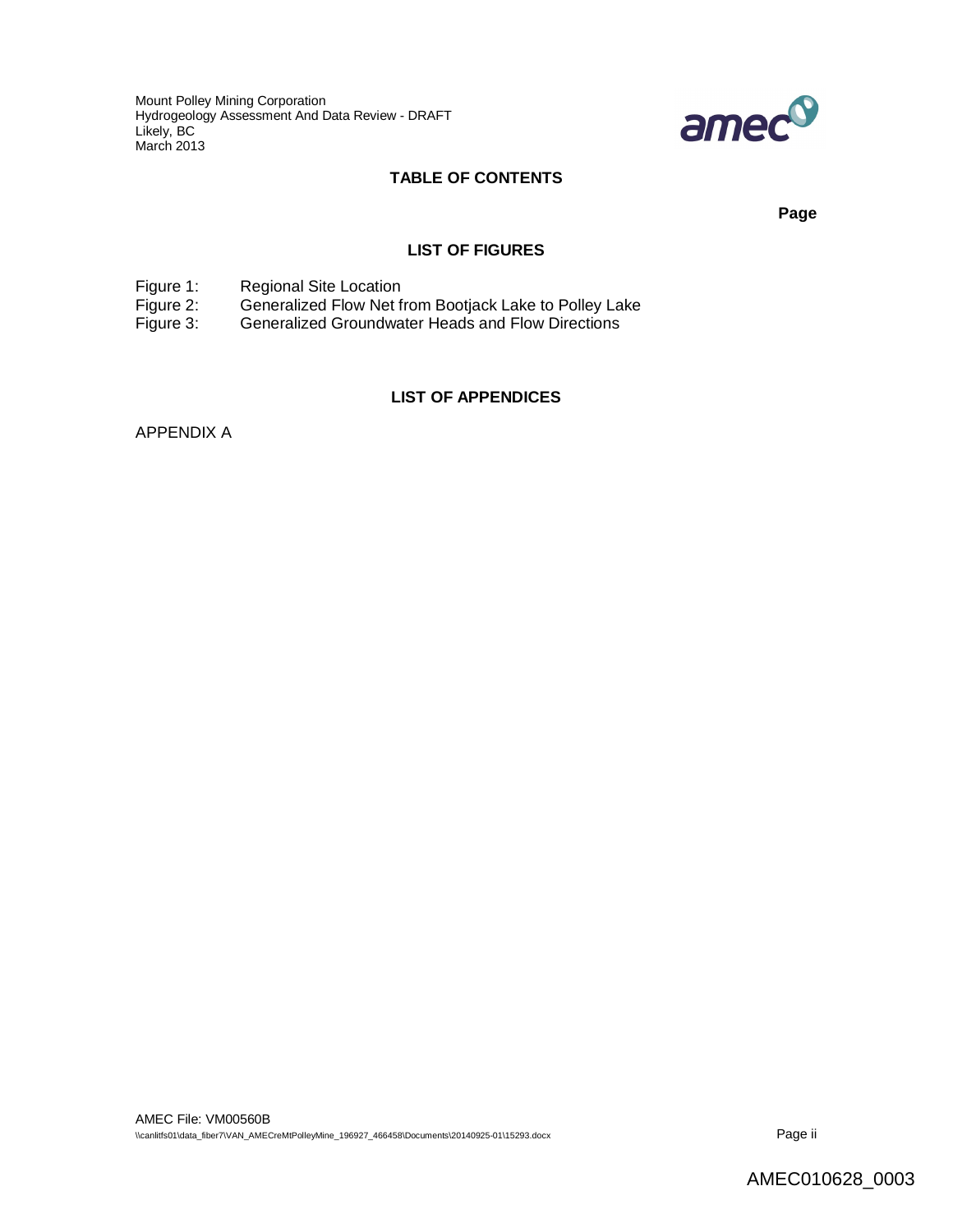## TABLE OF CONTENTS

**Page**

### LIST OF FIGURES

Figure 1: Regional Site Location
Figure 2: Generalized Flow Net from Bootjack Lake to Polley Lake
Figure 3: Generalized Groundwater Heads and Flow Directions

### LIST OF APPENDICES

APPENDIX A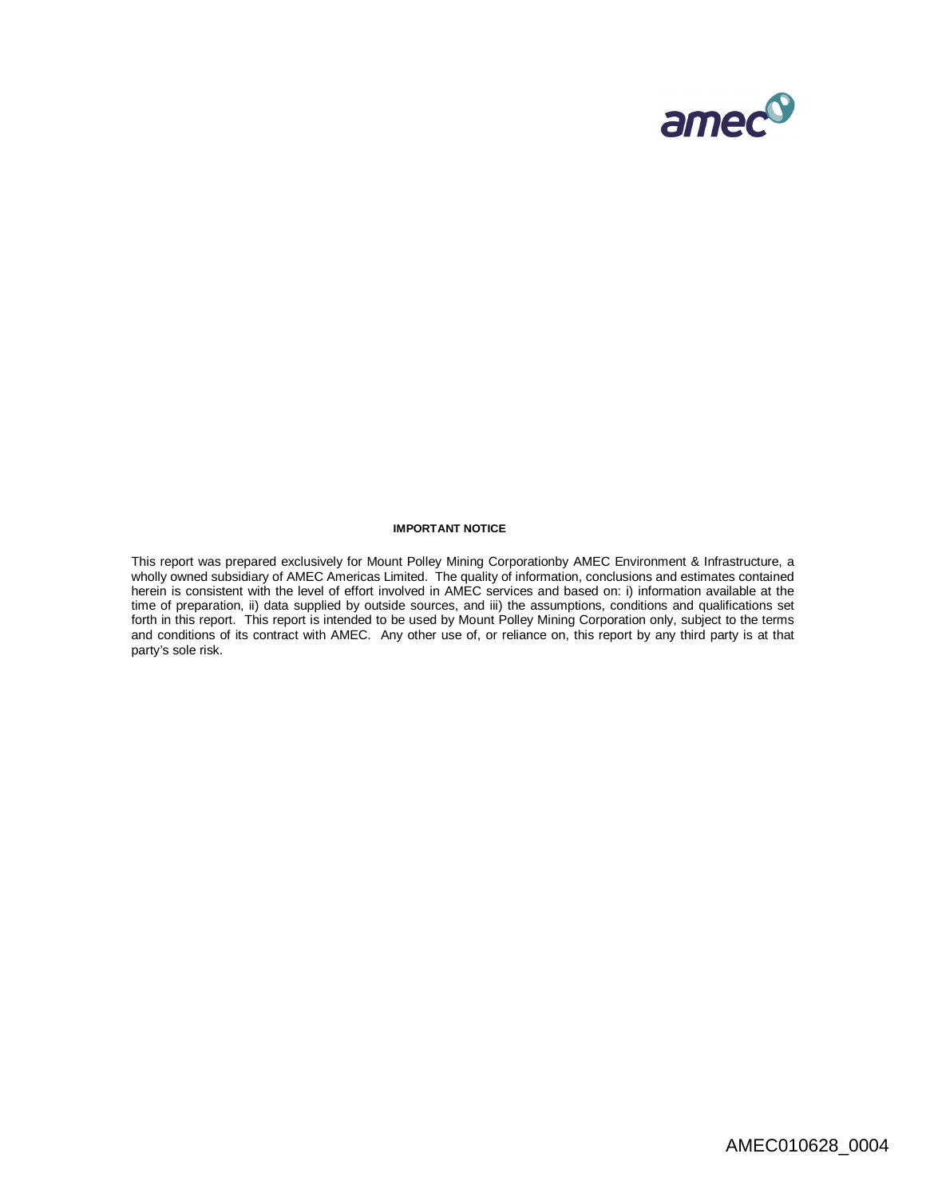**IMPORTANT NOTICE**

This report was prepared exclusively for Mount Polley Mining Corporationby AMEC Environment & Infrastructure, a wholly owned subsidiary of AMEC Americas Limited. The quality of information, conclusions and estimates contained herein is consistent with the level of effort involved in AMEC services and based on: i) information available at the time of preparation, ii) data supplied by outside sources, and iii) the assumptions, conditions and qualifications set forth in this report. This report is intended to be used by Mount Polley Mining Corporation only, subject to the terms and conditions of its contract with AMEC. Any other use of, or reliance on, this report by any third party is at that party's sole risk.

AMEC010628_0004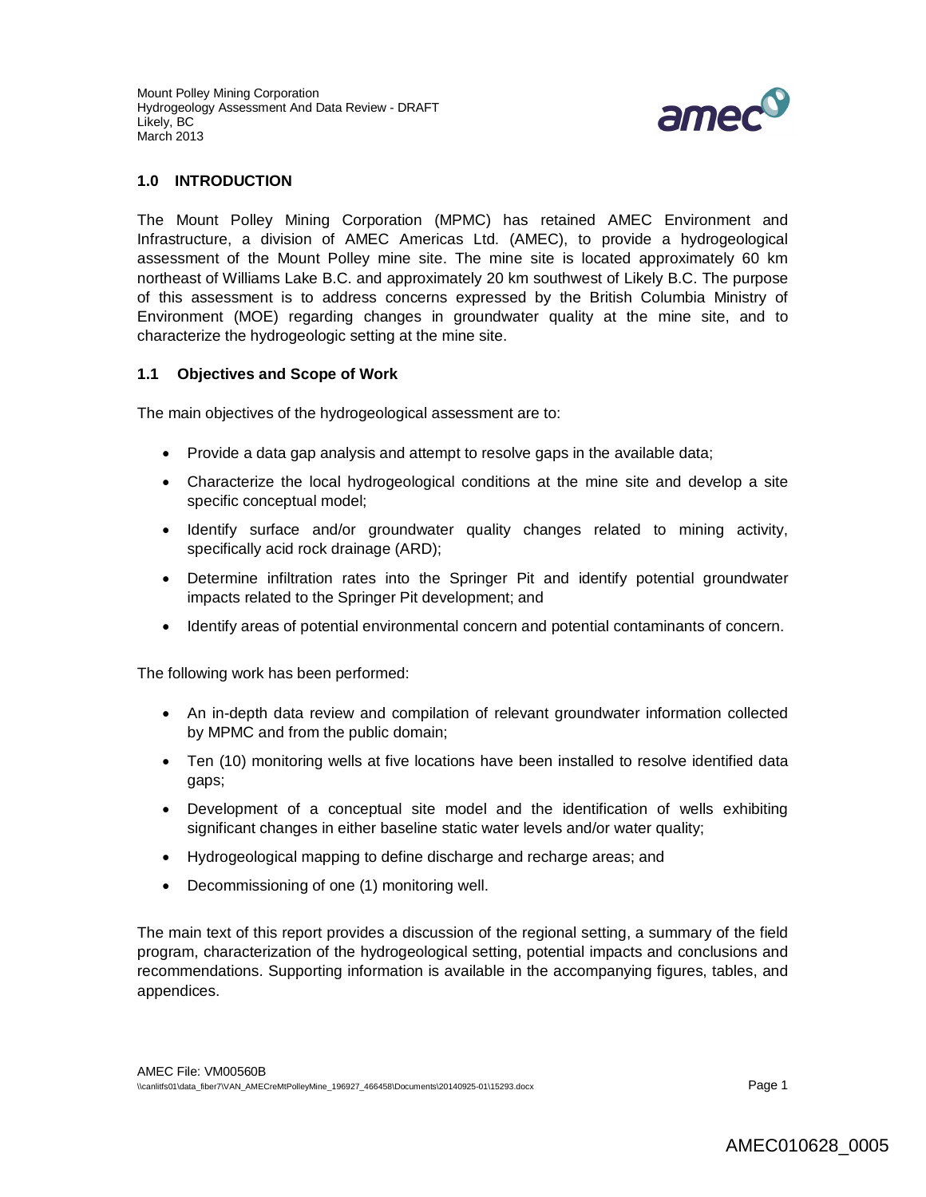## 1.0 INTRODUCTION

The Mount Polley Mining Corporation (MPMC) has retained AMEC Environment and Infrastructure, a division of AMEC Americas Ltd. (AMEC), to provide a hydrogeological assessment of the Mount Polley mine site. The mine site is located approximately 60 km northeast of Williams Lake B.C. and approximately 20 km southwest of Likely B.C. The purpose of this assessment is to address concerns expressed by the British Columbia Ministry of Environment (MOE) regarding changes in groundwater quality at the mine site, and to characterize the hydrogeologic setting at the mine site.

### 1.1 Objectives and Scope of Work

The main objectives of the hydrogeological assessment are to:

- Provide a data gap analysis and attempt to resolve gaps in the available data;
- Characterize the local hydrogeological conditions at the mine site and develop a site specific conceptual model;
- Identify surface and/or groundwater quality changes related to mining activity, specifically acid rock drainage (ARD);
- Determine infiltration rates into the Springer Pit and identify potential groundwater impacts related to the Springer Pit development; and
- Identify areas of potential environmental concern and potential contaminants of concern.

The following work has been performed:

- An in-depth data review and compilation of relevant groundwater information collected by MPMC and from the public domain;
- Ten (10) monitoring wells at five locations have been installed to resolve identified data gaps;
- Development of a conceptual site model and the identification of wells exhibiting significant changes in either baseline static water levels and/or water quality;
- Hydrogeological mapping to define discharge and recharge areas; and
- Decommissioning of one (1) monitoring well.

The main text of this report provides a discussion of the regional setting, a summary of the field program, characterization of the hydrogeological setting, potential impacts and conclusions and recommendations. Supporting information is available in the accompanying figures, tables, and appendices.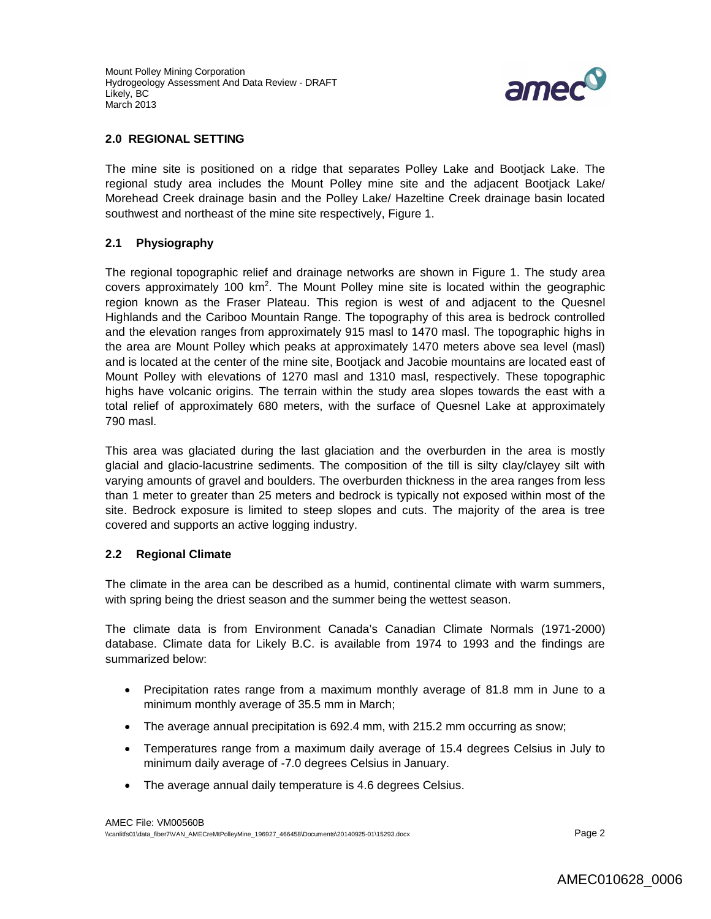## 2.0 REGIONAL SETTING

The mine site is positioned on a ridge that separates Polley Lake and Bootjack Lake. The regional study area includes the Mount Polley mine site and the adjacent Bootjack Lake/ Morehead Creek drainage basin and the Polley Lake/ Hazeltine Creek drainage basin located southwest and northeast of the mine site respectively, Figure 1.

### 2.1 Physiography

The regional topographic relief and drainage networks are shown in Figure 1. The study area covers approximately 100 km$^2$. The Mount Polley mine site is located within the geographic region known as the Fraser Plateau. This region is west of and adjacent to the Quesnel Highlands and the Cariboo Mountain Range. The topography of this area is bedrock controlled and the elevation ranges from approximately 915 masl to 1470 masl. The topographic highs in the area are Mount Polley which peaks at approximately 1470 meters above sea level (masl) and is located at the center of the mine site, Bootjack and Jacobie mountains are located east of Mount Polley with elevations of 1270 masl and 1310 masl, respectively. These topographic highs have volcanic origins. The terrain within the study area slopes towards the east with a total relief of approximately 680 meters, with the surface of Quesnel Lake at approximately 790 masl.

This area was glaciated during the last glaciation and the overburden in the area is mostly glacial and glacio-lacustrine sediments. The composition of the till is silty clay/clayey silt with varying amounts of gravel and boulders. The overburden thickness in the area ranges from less than 1 meter to greater than 25 meters and bedrock is typically not exposed within most of the site. Bedrock exposure is limited to steep slopes and cuts. The majority of the area is tree covered and supports an active logging industry.

### 2.2 Regional Climate

The climate in the area can be described as a humid, continental climate with warm summers, with spring being the driest season and the summer being the wettest season.

The climate data is from Environment Canada's Canadian Climate Normals (1971-2000) database. Climate data for Likely B.C. is available from 1974 to 1993 and the findings are summarized below:

- Precipitation rates range from a maximum monthly average of 81.8 mm in June to a minimum monthly average of 35.5 mm in March;
- The average annual precipitation is 692.4 mm, with 215.2 mm occurring as snow;
- Temperatures range from a maximum daily average of 15.4 degrees Celsius in July to minimum daily average of -7.0 degrees Celsius in January.
- The average annual daily temperature is 4.6 degrees Celsius.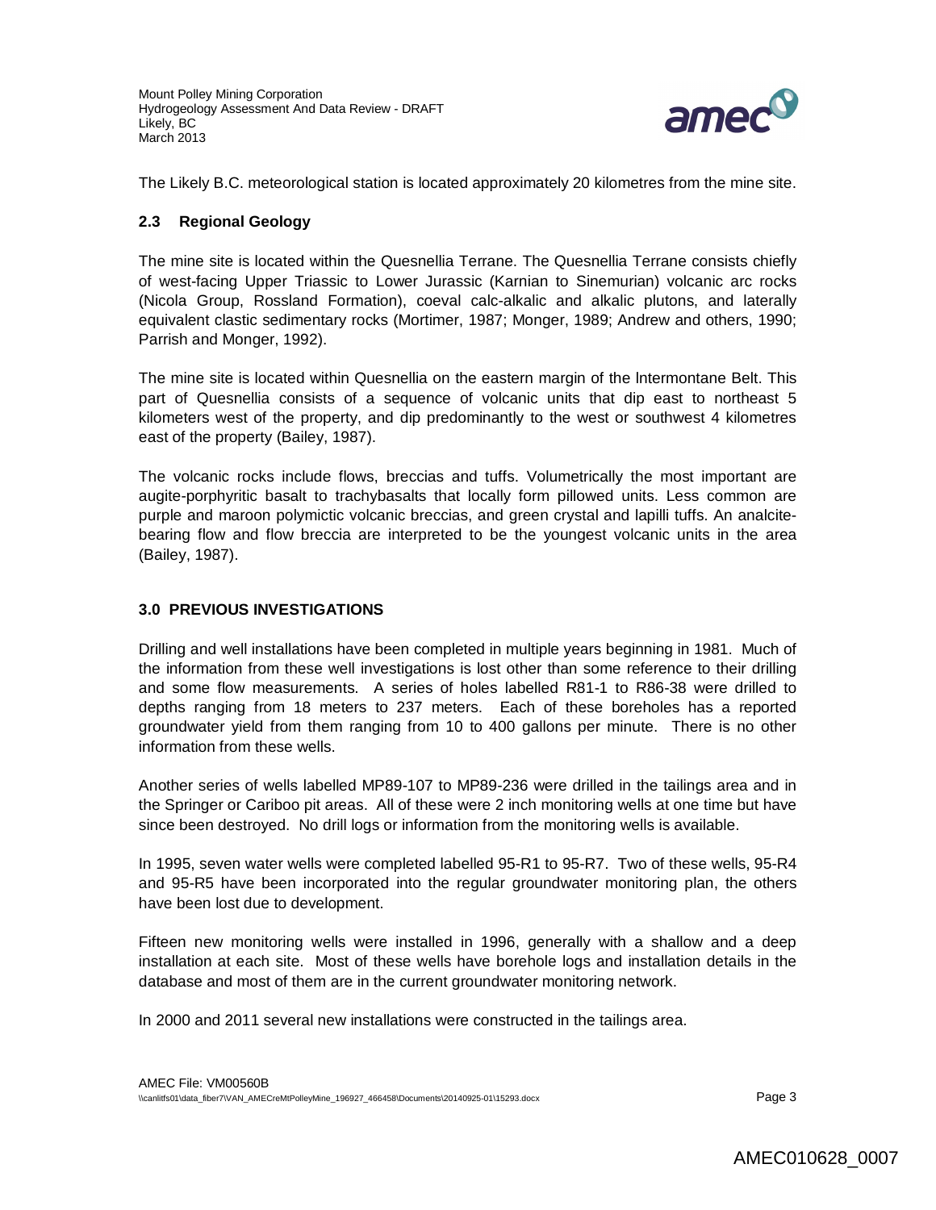The Likely B.C. meteorological station is located approximately 20 kilometres from the mine site.

### 2.3 Regional Geology

The mine site is located within the Quesnellia Terrane. The Quesnellia Terrane consists chiefly of west-facing Upper Triassic to Lower Jurassic (Karnian to Sinemurian) volcanic arc rocks (Nicola Group, Rossland Formation), coeval calc-alkalic and alkalic plutons, and laterally equivalent clastic sedimentary rocks (Mortimer, 1987; Monger, 1989; Andrew and others, 1990; Parrish and Monger, 1992).

The mine site is located within Quesnellia on the eastern margin of the lntermontane Belt. This part of Quesnellia consists of a sequence of volcanic units that dip east to northeast 5 kilometers west of the property, and dip predominantly to the west or southwest 4 kilometres east of the property (Bailey, 1987).

The volcanic rocks include flows, breccias and tuffs. Volumetrically the most important are augite-porphyritic basalt to trachybasalts that locally form pillowed units. Less common are purple and maroon polymictic volcanic breccias, and green crystal and lapilli tuffs. An analcite-bearing flow and flow breccia are interpreted to be the youngest volcanic units in the area (Bailey, 1987).

## 3.0 PREVIOUS INVESTIGATIONS

Drilling and well installations have been completed in multiple years beginning in 1981. Much of the information from these well investigations is lost other than some reference to their drilling and some flow measurements. A series of holes labelled R81-1 to R86-38 were drilled to depths ranging from 18 meters to 237 meters. Each of these boreholes has a reported groundwater yield from them ranging from 10 to 400 gallons per minute. There is no other information from these wells.

Another series of wells labelled MP89-107 to MP89-236 were drilled in the tailings area and in the Springer or Cariboo pit areas. All of these were 2 inch monitoring wells at one time but have since been destroyed. No drill logs or information from the monitoring wells is available.

In 1995, seven water wells were completed labelled 95-R1 to 95-R7. Two of these wells, 95-R4 and 95-R5 have been incorporated into the regular groundwater monitoring plan, the others have been lost due to development.

Fifteen new monitoring wells were installed in 1996, generally with a shallow and a deep installation at each site. Most of these wells have borehole logs and installation details in the database and most of them are in the current groundwater monitoring network.

In 2000 and 2011 several new installations were constructed in the tailings area.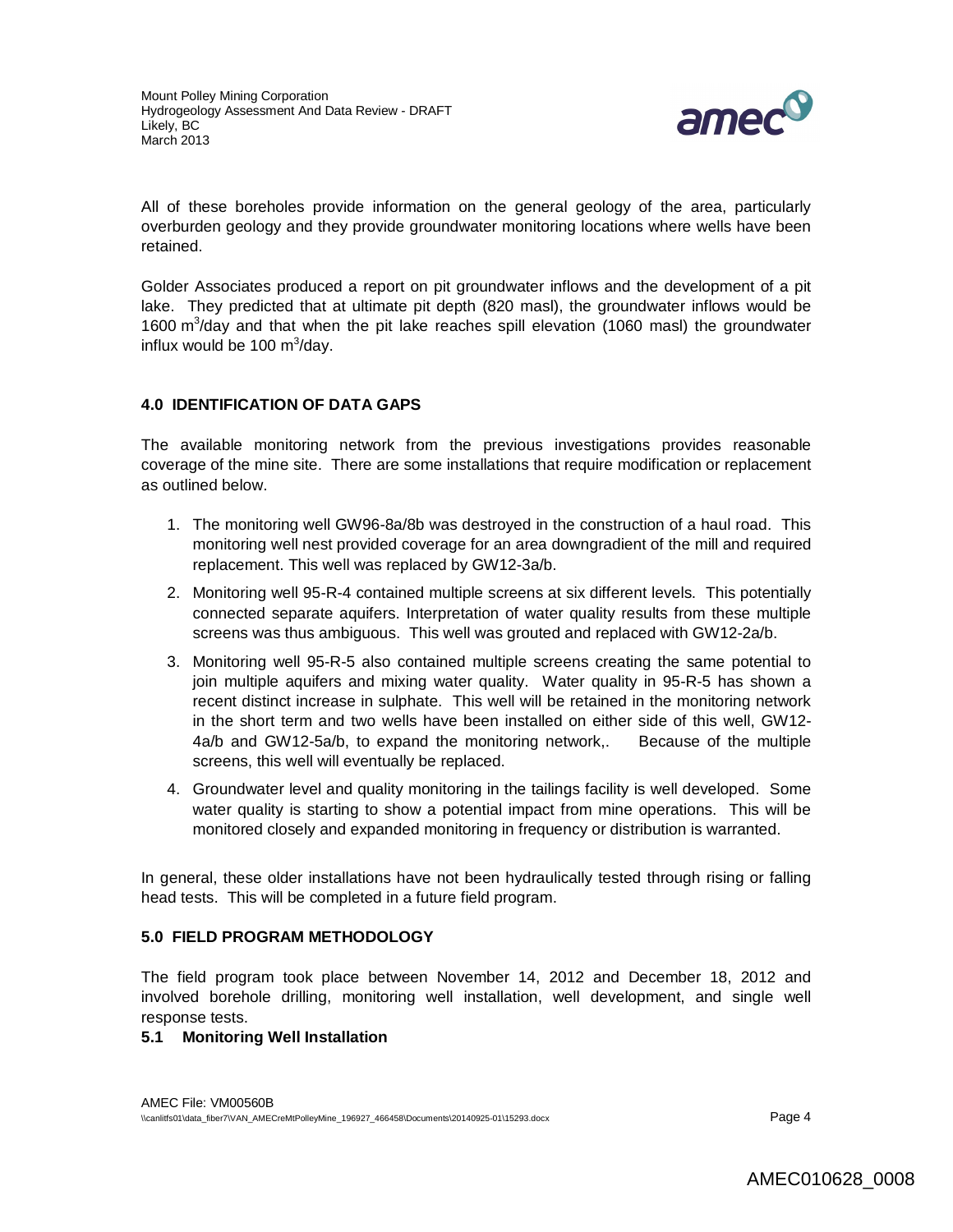All of these boreholes provide information on the general geology of the area, particularly overburden geology and they provide groundwater monitoring locations where wells have been retained.

Golder Associates produced a report on pit groundwater inflows and the development of a pit lake. They predicted that at ultimate pit depth (820 masl), the groundwater inflows would be 1600 $m^3$/day and that when the pit lake reaches spill elevation (1060 masl) the groundwater influx would be 100 $m^3$/day.

## 4.0 IDENTIFICATION OF DATA GAPS

The available monitoring network from the previous investigations provides reasonable coverage of the mine site. There are some installations that require modification or replacement as outlined below.

1. The monitoring well GW96-8a/8b was destroyed in the construction of a haul road. This monitoring well nest provided coverage for an area downgradient of the mill and required replacement. This well was replaced by GW12-3a/b.
2. Monitoring well 95-R-4 contained multiple screens at six different levels. This potentially connected separate aquifers. Interpretation of water quality results from these multiple screens was thus ambiguous. This well was grouted and replaced with GW12-2a/b.
3. Monitoring well 95-R-5 also contained multiple screens creating the same potential to join multiple aquifers and mixing water quality. Water quality in 95-R-5 has shown a recent distinct increase in sulphate. This well will be retained in the monitoring network in the short term and two wells have been installed on either side of this well, GW12-4a/b and GW12-5a/b, to expand the monitoring network,. Because of the multiple screens, this well will eventually be replaced.
4. Groundwater level and quality monitoring in the tailings facility is well developed. Some water quality is starting to show a potential impact from mine operations. This will be monitored closely and expanded monitoring in frequency or distribution is warranted.

In general, these older installations have not been hydraulically tested through rising or falling head tests. This will be completed in a future field program.

## 5.0 FIELD PROGRAM METHODOLOGY

The field program took place between November 14, 2012 and December 18, 2012 and involved borehole drilling, monitoring well installation, well development, and single well response tests.

### 5.1 Monitoring Well Installation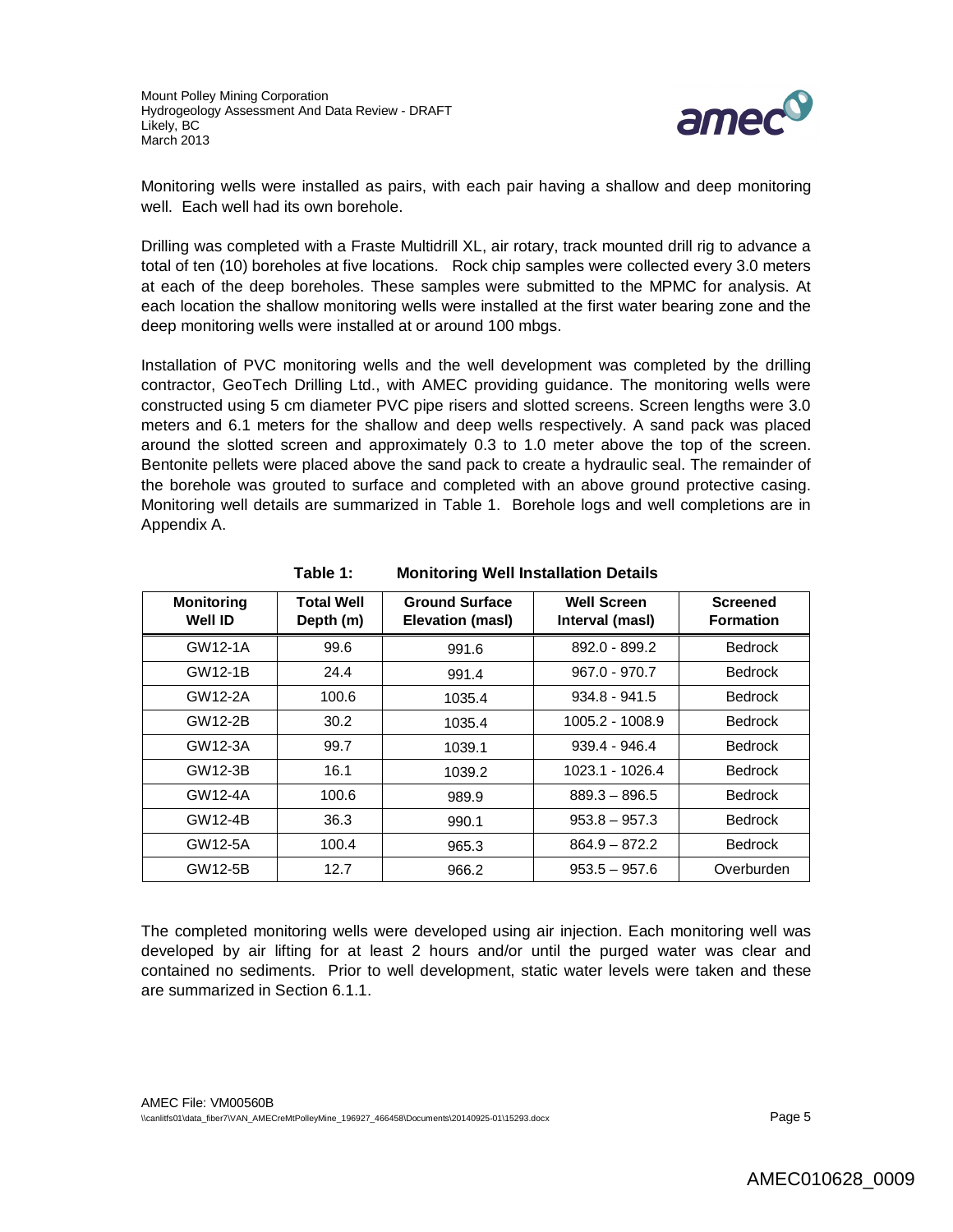Monitoring wells were installed as pairs, with each pair having a shallow and deep monitoring well. Each well had its own borehole.

Drilling was completed with a Fraste Multidrill XL, air rotary, track mounted drill rig to advance a total of ten (10) boreholes at five locations. Rock chip samples were collected every 3.0 meters at each of the deep boreholes. These samples were submitted to the MPMC for analysis. At each location the shallow monitoring wells were installed at the first water bearing zone and the deep monitoring wells were installed at or around 100 mbgs.

Installation of PVC monitoring wells and the well development was completed by the drilling contractor, GeoTech Drilling Ltd., with AMEC providing guidance. The monitoring wells were constructed using 5 cm diameter PVC pipe risers and slotted screens. Screen lengths were 3.0 meters and 6.1 meters for the shallow and deep wells respectively. A sand pack was placed around the slotted screen and approximately 0.3 to 1.0 meter above the top of the screen. Bentonite pellets were placed above the sand pack to create a hydraulic seal. The remainder of the borehole was grouted to surface and completed with an above ground protective casing. Monitoring well details are summarized in Table 1. Borehole logs and well completions are in Appendix A.

**Table 1: Monitoring Well Installation Details**

| Monitoring Well ID | Total Well Depth (m) | Ground Surface Elevation (masl) | Well Screen Interval (masl) | Screened Formation |
|---|---|---|---|---|
| GW12-1A | 99.6 | 991.6 | 892.0 - 899.2 | Bedrock |
| GW12-1B | 24.4 | 991.4 | 967.0 - 970.7 | Bedrock |
| GW12-2A | 100.6 | 1035.4 | 934.8 - 941.5 | Bedrock |
| GW12-2B | 30.2 | 1035.4 | 1005.2 - 1008.9 | Bedrock |
| GW12-3A | 99.7 | 1039.1 | 939.4 - 946.4 | Bedrock |
| GW12-3B | 16.1 | 1039.2 | 1023.1 - 1026.4 | Bedrock |
| GW12-4A | 100.6 | 989.9 | 889.3 – 896.5 | Bedrock |
| GW12-4B | 36.3 | 990.1 | 953.8 – 957.3 | Bedrock |
| GW12-5A | 100.4 | 965.3 | 864.9 – 872.2 | Bedrock |
| GW12-5B | 12.7 | 966.2 | 953.5 – 957.6 | Overburden |

The completed monitoring wells were developed using air injection. Each monitoring well was developed by air lifting for at least 2 hours and/or until the purged water was clear and contained no sediments. Prior to well development, static water levels were taken and these are summarized in Section 6.1.1.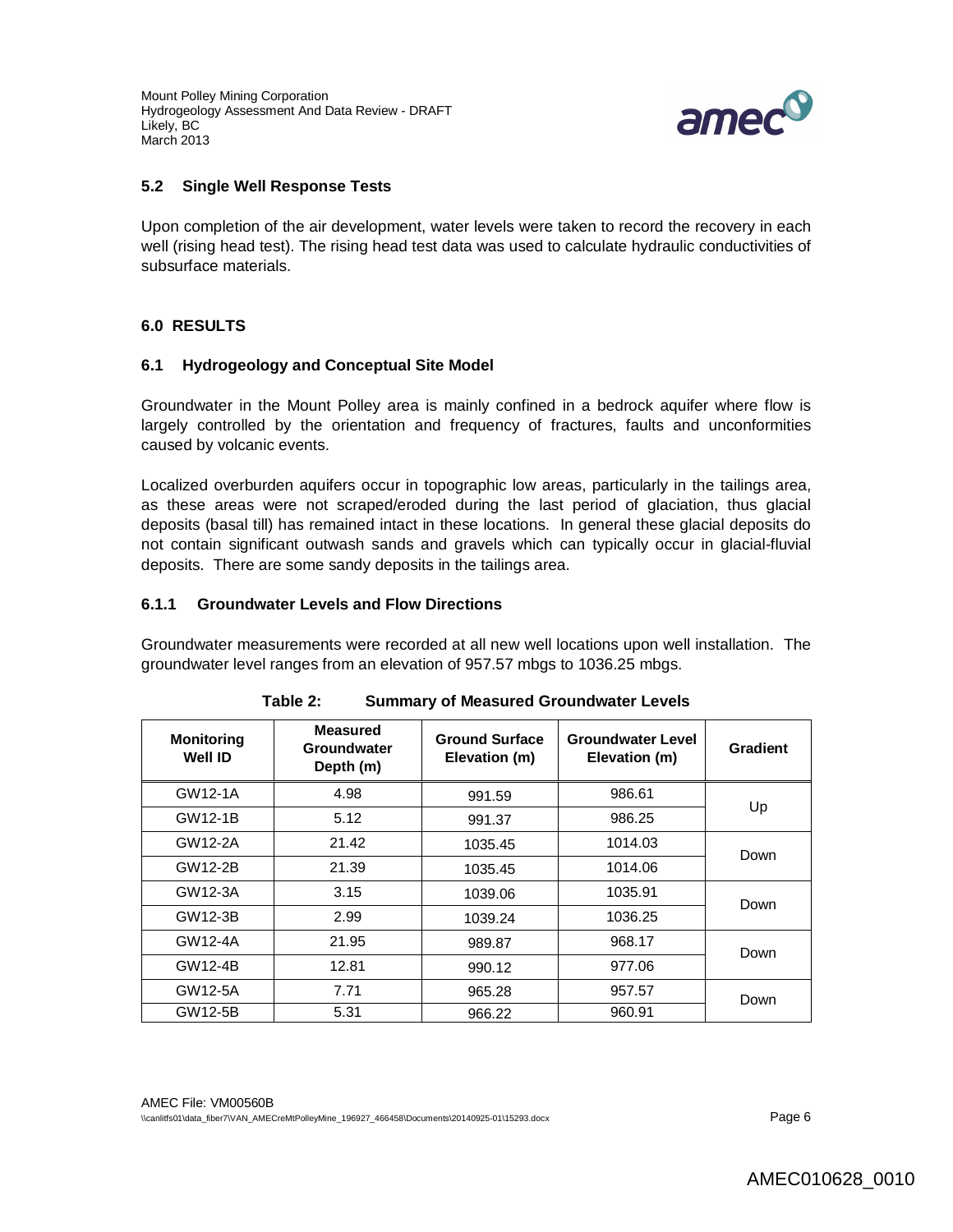### 5.2 Single Well Response Tests

Upon completion of the air development, water levels were taken to record the recovery in each well (rising head test). The rising head test data was used to calculate hydraulic conductivities of subsurface materials.

## 6.0 RESULTS

### 6.1 Hydrogeology and Conceptual Site Model

Groundwater in the Mount Polley area is mainly confined in a bedrock aquifer where flow is largely controlled by the orientation and frequency of fractures, faults and unconformities caused by volcanic events.

Localized overburden aquifers occur in topographic low areas, particularly in the tailings area, as these areas were not scraped/eroded during the last period of glaciation, thus glacial deposits (basal till) has remained intact in these locations. In general these glacial deposits do not contain significant outwash sands and gravels which can typically occur in glacial-fluvial deposits. There are some sandy deposits in the tailings area.

#### 6.1.1 Groundwater Levels and Flow Directions

Groundwater measurements were recorded at all new well locations upon well installation. The groundwater level ranges from an elevation of 957.57 mbgs to 1036.25 mbgs.

**Table 2: Summary of Measured Groundwater Levels**

| Monitoring Well ID | Measured Groundwater Depth (m) | Ground Surface Elevation (m) | Groundwater Level Elevation (m) | Gradient |
|---|---|---|---|---|
| GW12-1A | 4.98 | 991.59 | 986.61 | Up |
| GW12-1B | 5.12 | 991.37 | 986.25 | |
| GW12-2A | 21.42 | 1035.45 | 1014.03 | Down |
| GW12-2B | 21.39 | 1035.45 | 1014.06 | |
| GW12-3A | 3.15 | 1039.06 | 1035.91 | Down |
| GW12-3B | 2.99 | 1039.24 | 1036.25 | |
| GW12-4A | 21.95 | 989.87 | 968.17 | Down |
| GW12-4B | 12.81 | 990.12 | 977.06 | |
| GW12-5A | 7.71 | 965.28 | 957.57 | Down |
| GW12-5B | 5.31 | 966.22 | 960.91 | |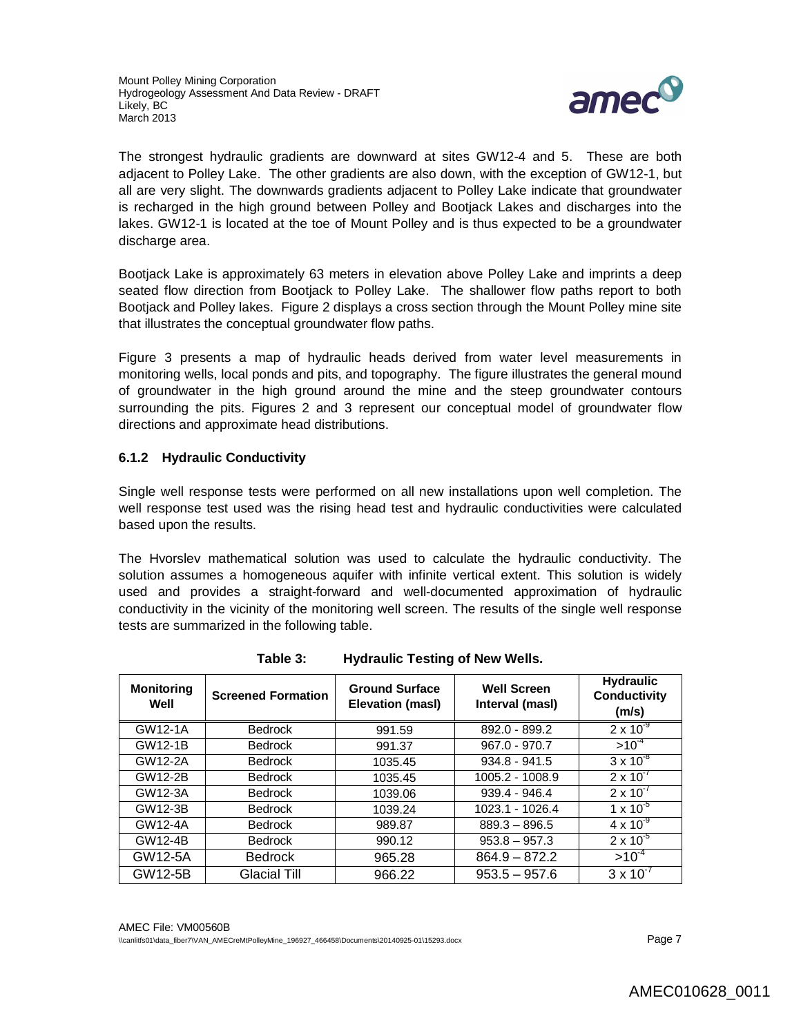The strongest hydraulic gradients are downward at sites GW12-4 and 5. These are both adjacent to Polley Lake. The other gradients are also down, with the exception of GW12-1, but all are very slight. The downwards gradients adjacent to Polley Lake indicate that groundwater is recharged in the high ground between Polley and Bootjack Lakes and discharges into the lakes. GW12-1 is located at the toe of Mount Polley and is thus expected to be a groundwater discharge area.

Bootjack Lake is approximately 63 meters in elevation above Polley Lake and imprints a deep seated flow direction from Bootjack to Polley Lake. The shallower flow paths report to both Bootjack and Polley lakes. Figure 2 displays a cross section through the Mount Polley mine site that illustrates the conceptual groundwater flow paths.

Figure 3 presents a map of hydraulic heads derived from water level measurements in monitoring wells, local ponds and pits, and topography. The figure illustrates the general mound of groundwater in the high ground around the mine and the steep groundwater contours surrounding the pits. Figures 2 and 3 represent our conceptual model of groundwater flow directions and approximate head distributions.

### 6.1.2 Hydraulic Conductivity

Single well response tests were performed on all new installations upon well completion. The well response test used was the rising head test and hydraulic conductivities were calculated based upon the results.

The Hvorslev mathematical solution was used to calculate the hydraulic conductivity. The solution assumes a homogeneous aquifer with infinite vertical extent. This solution is widely used and provides a straight-forward and well-documented approximation of hydraulic conductivity in the vicinity of the monitoring well screen. The results of the single well response tests are summarized in the following table.

**Table 3: Hydraulic Testing of New Wells.**

| Monitoring Well | Screened Formation | Ground Surface Elevation (masl) | Well Screen Interval (masl) | Hydraulic Conductivity (m/s) |
|---|---|---|---|---|
| GW12-1A | Bedrock | 991.59 | 892.0 - 899.2 | $2 \times 10^{-9}$ |
| GW12-1B | Bedrock | 991.37 | 967.0 - 970.7 | $>10^{-4}$ |
| GW12-2A | Bedrock | 1035.45 | 934.8 - 941.5 | $3 \times 10^{-8}$ |
| GW12-2B | Bedrock | 1035.45 | 1005.2 - 1008.9 | $2 \times 10^{-7}$ |
| GW12-3A | Bedrock | 1039.06 | 939.4 - 946.4 | $2 \times 10^{-7}$ |
| GW12-3B | Bedrock | 1039.24 | 1023.1 - 1026.4 | $1 \times 10^{-5}$ |
| GW12-4A | Bedrock | 989.87 | 889.3 – 896.5 | $4 \times 10^{-9}$ |
| GW12-4B | Bedrock | 990.12 | 953.8 – 957.3 | $2 \times 10^{-5}$ |
| GW12-5A | Bedrock | 965.28 | 864.9 – 872.2 | $>10^{-4}$ |
| GW12-5B | Glacial Till | 966.22 | 953.5 – 957.6 | $3 \times 10^{-7}$ |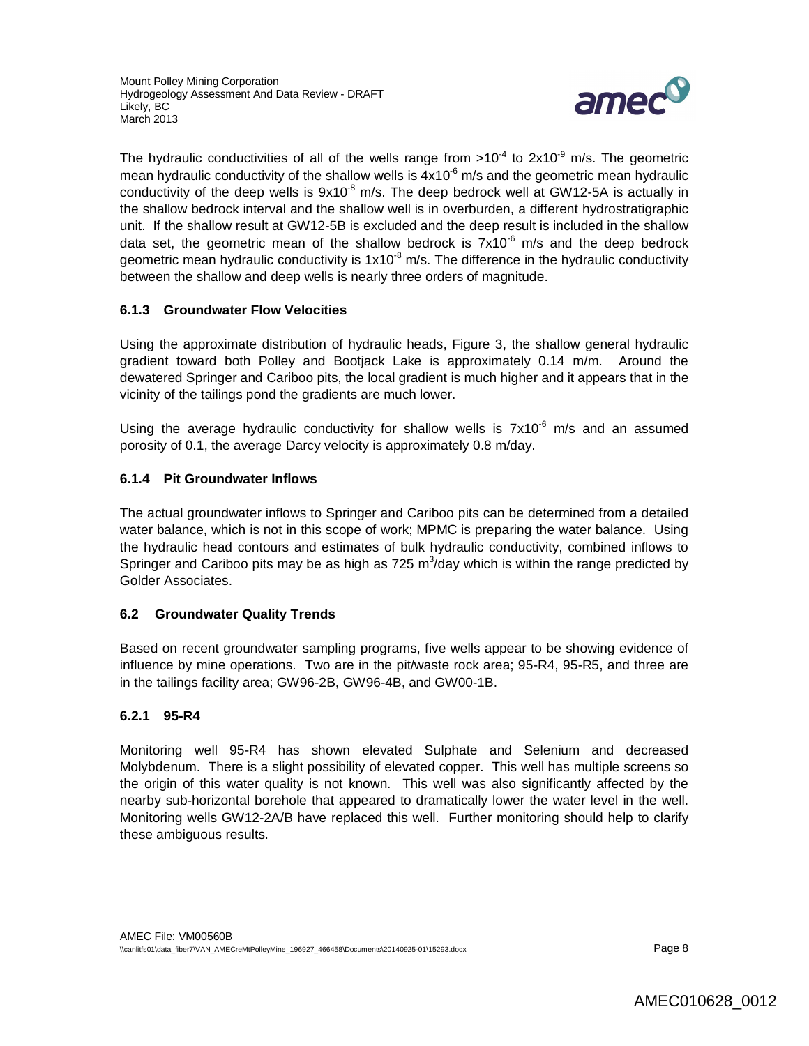The hydraulic conductivities of all of the wells range from $>10^{-4}$ to $2\times10^{-9}$ m/s. The geometric mean hydraulic conductivity of the shallow wells is $4\times10^{-6}$ m/s and the geometric mean hydraulic conductivity of the deep wells is $9\times10^{-8}$ m/s. The deep bedrock well at GW12-5A is actually in the shallow bedrock interval and the shallow well is in overburden, a different hydrostratigraphic unit. If the shallow result at GW12-5B is excluded and the deep result is included in the shallow data set, the geometric mean of the shallow bedrock is $7\times10^{-6}$ m/s and the deep bedrock geometric mean hydraulic conductivity is $1\times10^{-8}$ m/s. The difference in the hydraulic conductivity between the shallow and deep wells is nearly three orders of magnitude.

### 6.1.3 Groundwater Flow Velocities

Using the approximate distribution of hydraulic heads, Figure 3, the shallow general hydraulic gradient toward both Polley and Bootjack Lake is approximately 0.14 m/m. Around the dewatered Springer and Cariboo pits, the local gradient is much higher and it appears that in the vicinity of the tailings pond the gradients are much lower.

Using the average hydraulic conductivity for shallow wells is $7\times10^{-6}$ m/s and an assumed porosity of 0.1, the average Darcy velocity is approximately 0.8 m/day.

### 6.1.4 Pit Groundwater Inflows

The actual groundwater inflows to Springer and Cariboo pits can be determined from a detailed water balance, which is not in this scope of work; MPMC is preparing the water balance. Using the hydraulic head contours and estimates of bulk hydraulic conductivity, combined inflows to Springer and Cariboo pits may be as high as 725 $m^3$/day which is within the range predicted by Golder Associates.

## 6.2 Groundwater Quality Trends

Based on recent groundwater sampling programs, five wells appear to be showing evidence of influence by mine operations. Two are in the pit/waste rock area; 95-R4, 95-R5, and three are in the tailings facility area; GW96-2B, GW96-4B, and GW00-1B.

### 6.2.1 95-R4

Monitoring well 95-R4 has shown elevated Sulphate and Selenium and decreased Molybdenum. There is a slight possibility of elevated copper. This well has multiple screens so the origin of this water quality is not known. This well was also significantly affected by the nearby sub-horizontal borehole that appeared to dramatically lower the water level in the well. Monitoring wells GW12-2A/B have replaced this well. Further monitoring should help to clarify these ambiguous results.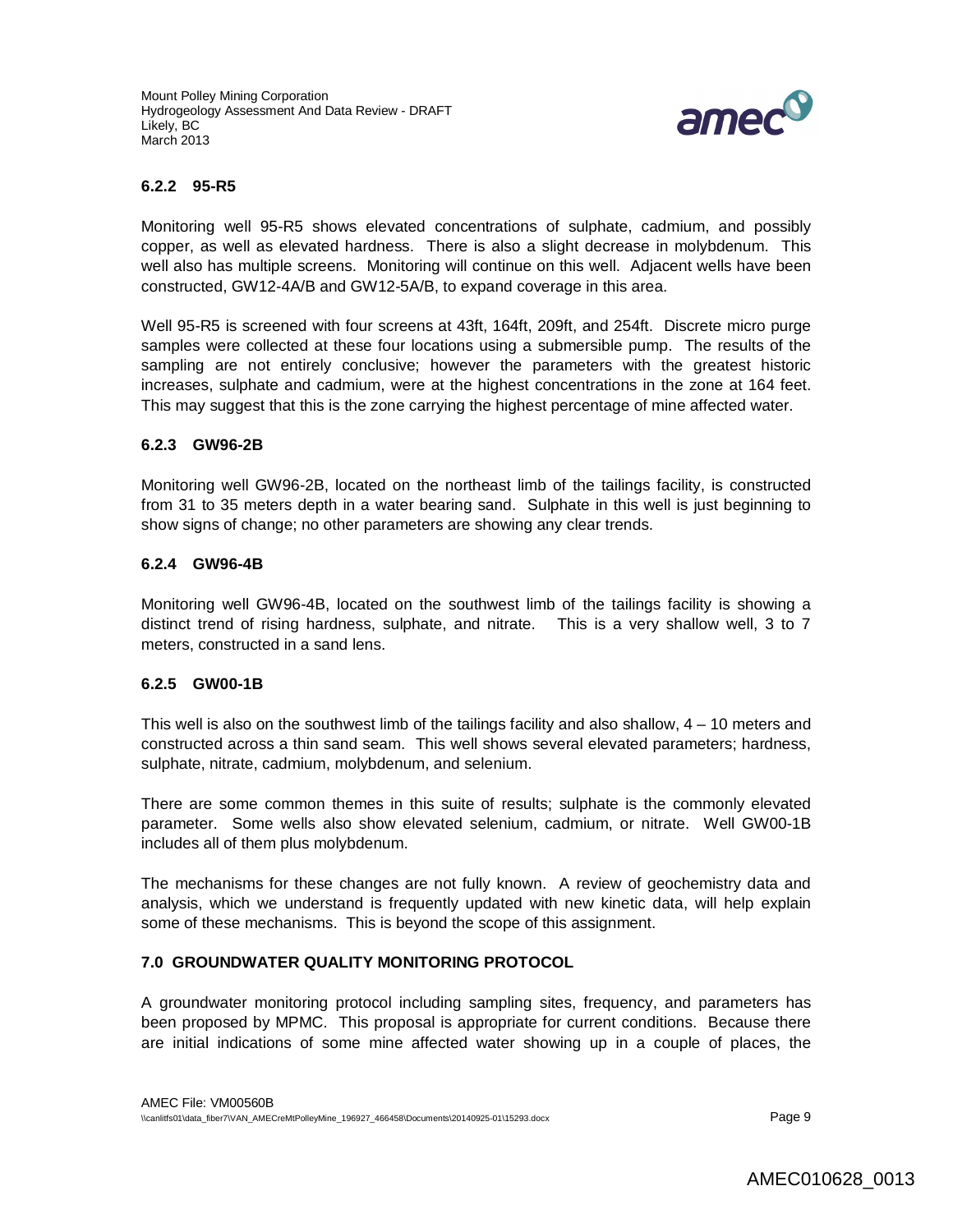### 6.2.2 95-R5

Monitoring well 95-R5 shows elevated concentrations of sulphate, cadmium, and possibly copper, as well as elevated hardness. There is also a slight decrease in molybdenum. This well also has multiple screens. Monitoring will continue on this well. Adjacent wells have been constructed, GW12-4A/B and GW12-5A/B, to expand coverage in this area.

Well 95-R5 is screened with four screens at 43ft, 164ft, 209ft, and 254ft. Discrete micro purge samples were collected at these four locations using a submersible pump. The results of the sampling are not entirely conclusive; however the parameters with the greatest historic increases, sulphate and cadmium, were at the highest concentrations in the zone at 164 feet. This may suggest that this is the zone carrying the highest percentage of mine affected water.

### 6.2.3 GW96-2B

Monitoring well GW96-2B, located on the northeast limb of the tailings facility, is constructed from 31 to 35 meters depth in a water bearing sand. Sulphate in this well is just beginning to show signs of change; no other parameters are showing any clear trends.

### 6.2.4 GW96-4B

Monitoring well GW96-4B, located on the southwest limb of the tailings facility is showing a distinct trend of rising hardness, sulphate, and nitrate. This is a very shallow well, 3 to 7 meters, constructed in a sand lens.

### 6.2.5 GW00-1B

This well is also on the southwest limb of the tailings facility and also shallow, 4 – 10 meters and constructed across a thin sand seam. This well shows several elevated parameters; hardness, sulphate, nitrate, cadmium, molybdenum, and selenium.

There are some common themes in this suite of results; sulphate is the commonly elevated parameter. Some wells also show elevated selenium, cadmium, or nitrate. Well GW00-1B includes all of them plus molybdenum.

The mechanisms for these changes are not fully known. A review of geochemistry data and analysis, which we understand is frequently updated with new kinetic data, will help explain some of these mechanisms. This is beyond the scope of this assignment.

## 7.0 GROUNDWATER QUALITY MONITORING PROTOCOL

A groundwater monitoring protocol including sampling sites, frequency, and parameters has been proposed by MPMC. This proposal is appropriate for current conditions. Because there are initial indications of some mine affected water showing up in a couple of places, the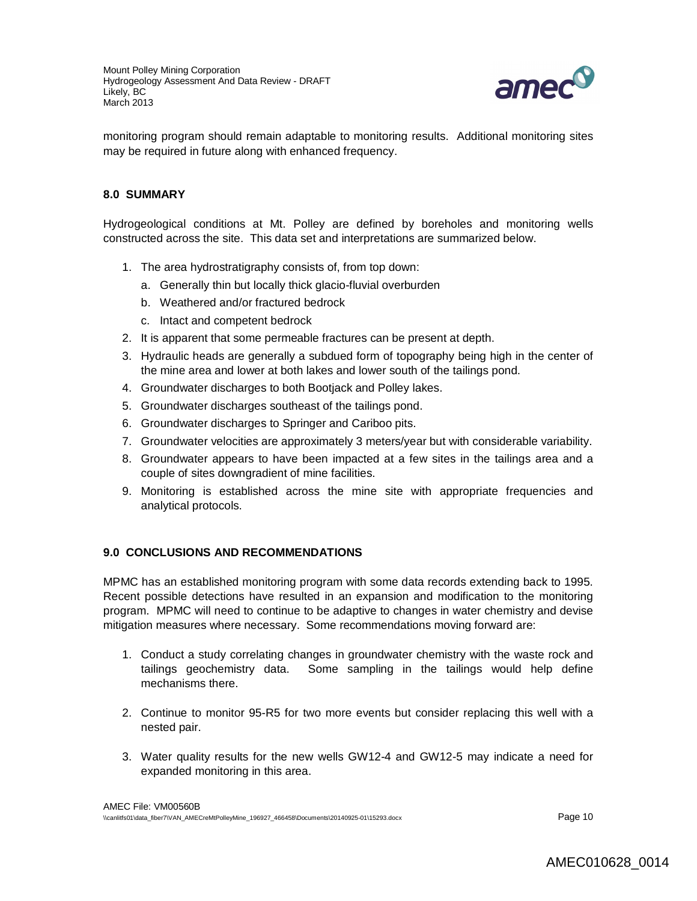monitoring program should remain adaptable to monitoring results. Additional monitoring sites may be required in future along with enhanced frequency.

## 8.0 SUMMARY

Hydrogeological conditions at Mt. Polley are defined by boreholes and monitoring wells constructed across the site. This data set and interpretations are summarized below.

1. The area hydrostratigraphy consists of, from top down:
   a. Generally thin but locally thick glacio-fluvial overburden
   b. Weathered and/or fractured bedrock
   c. Intact and competent bedrock
2. It is apparent that some permeable fractures can be present at depth.
3. Hydraulic heads are generally a subdued form of topography being high in the center of the mine area and lower at both lakes and lower south of the tailings pond.
4. Groundwater discharges to both Bootjack and Polley lakes.
5. Groundwater discharges southeast of the tailings pond.
6. Groundwater discharges to Springer and Cariboo pits.
7. Groundwater velocities are approximately 3 meters/year but with considerable variability.
8. Groundwater appears to have been impacted at a few sites in the tailings area and a couple of sites downgradient of mine facilities.
9. Monitoring is established across the mine site with appropriate frequencies and analytical protocols.

## 9.0 CONCLUSIONS AND RECOMMENDATIONS

MPMC has an established monitoring program with some data records extending back to 1995. Recent possible detections have resulted in an expansion and modification to the monitoring program. MPMC will need to continue to be adaptive to changes in water chemistry and devise mitigation measures where necessary. Some recommendations moving forward are:

1. Conduct a study correlating changes in groundwater chemistry with the waste rock and tailings geochemistry data. Some sampling in the tailings would help define mechanisms there.

2. Continue to monitor 95-R5 for two more events but consider replacing this well with a nested pair.

3. Water quality results for the new wells GW12-4 and GW12-5 may indicate a need for expanded monitoring in this area.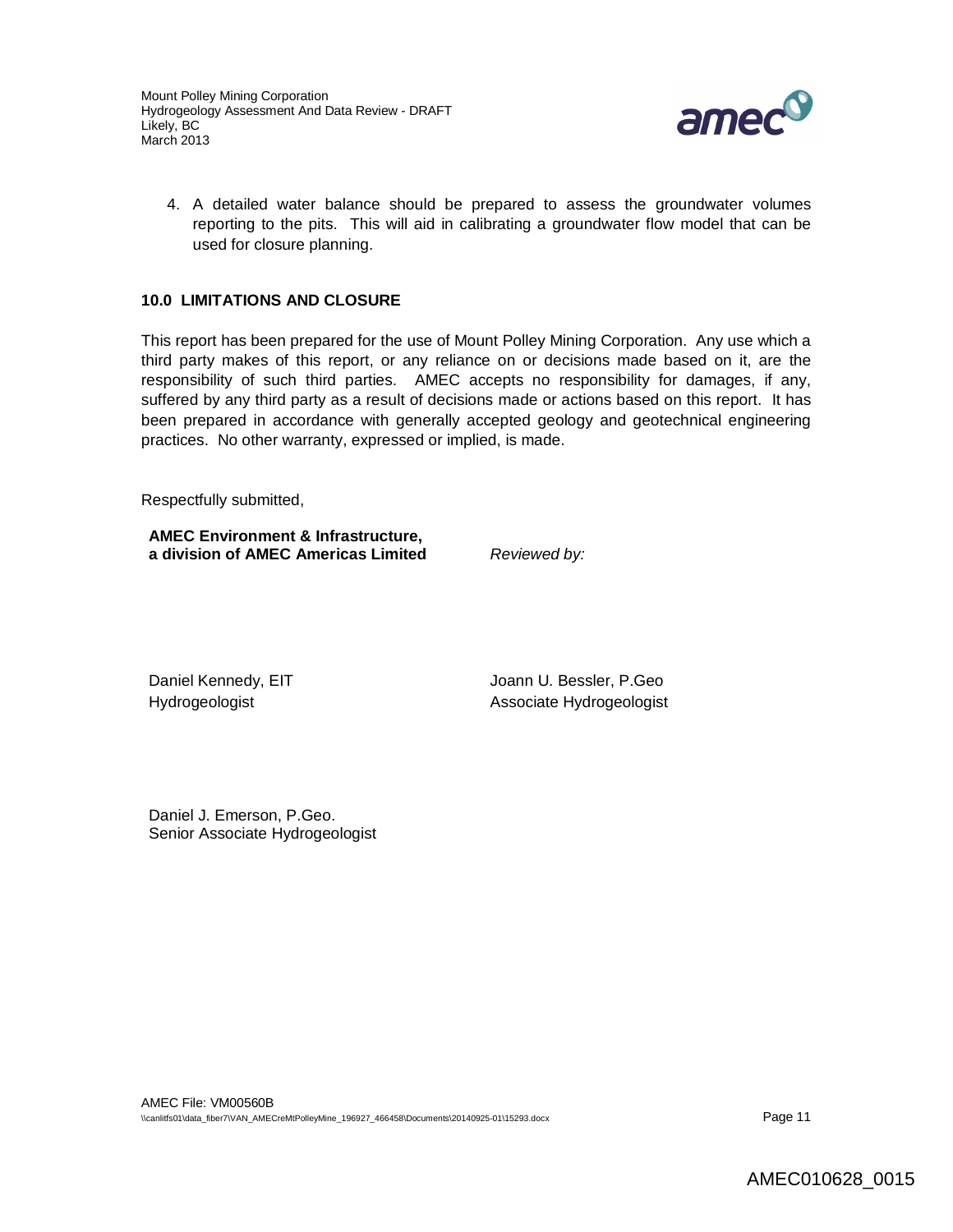4. A detailed water balance should be prepared to assess the groundwater volumes reporting to the pits. This will aid in calibrating a groundwater flow model that can be used for closure planning.

## 10.0 LIMITATIONS AND CLOSURE

This report has been prepared for the use of Mount Polley Mining Corporation. Any use which a third party makes of this report, or any reliance on or decisions made based on it, are the responsibility of such third parties. AMEC accepts no responsibility for damages, if any, suffered by any third party as a result of decisions made or actions based on this report. It has been prepared in accordance with generally accepted geology and geotechnical engineering practices. No other warranty, expressed or implied, is made.

Respectfully submitted,

**AMEC Environment & Infrastructure,**
**a division of AMEC Americas Limited**

*Reviewed by:*

Daniel Kennedy, EIT
Hydrogeologist

Joann U. Bessler, P.Geo
Associate Hydrogeologist

Daniel J. Emerson, P.Geo.
Senior Associate Hydrogeologist

AMEC File: VM00560B
\\canlitfs01\data_fiber7\VAN_AMECreMtPolleyMine_196927_466458\Documents\20140925-01\15293.docx

AMEC010628_0015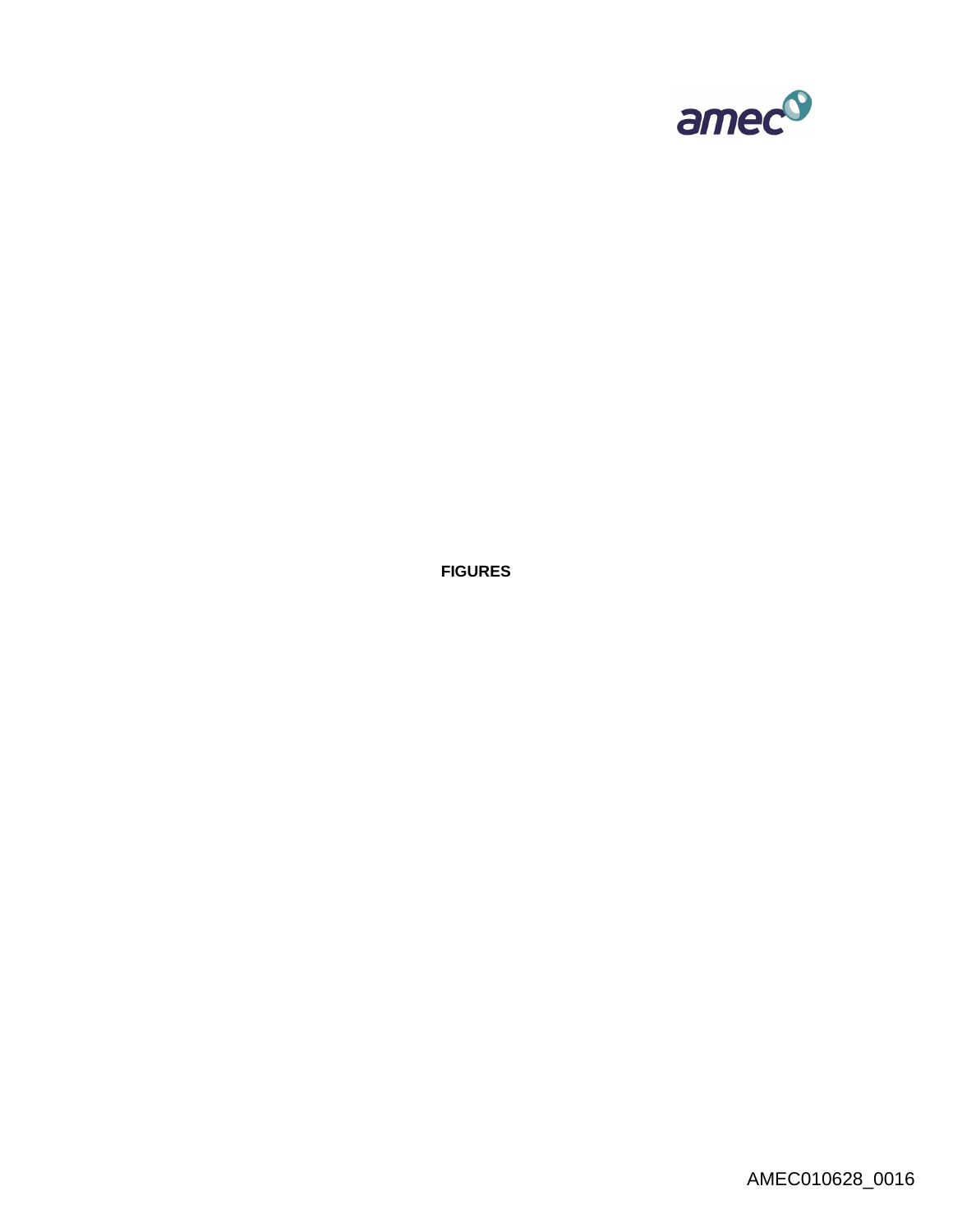**FIGURES**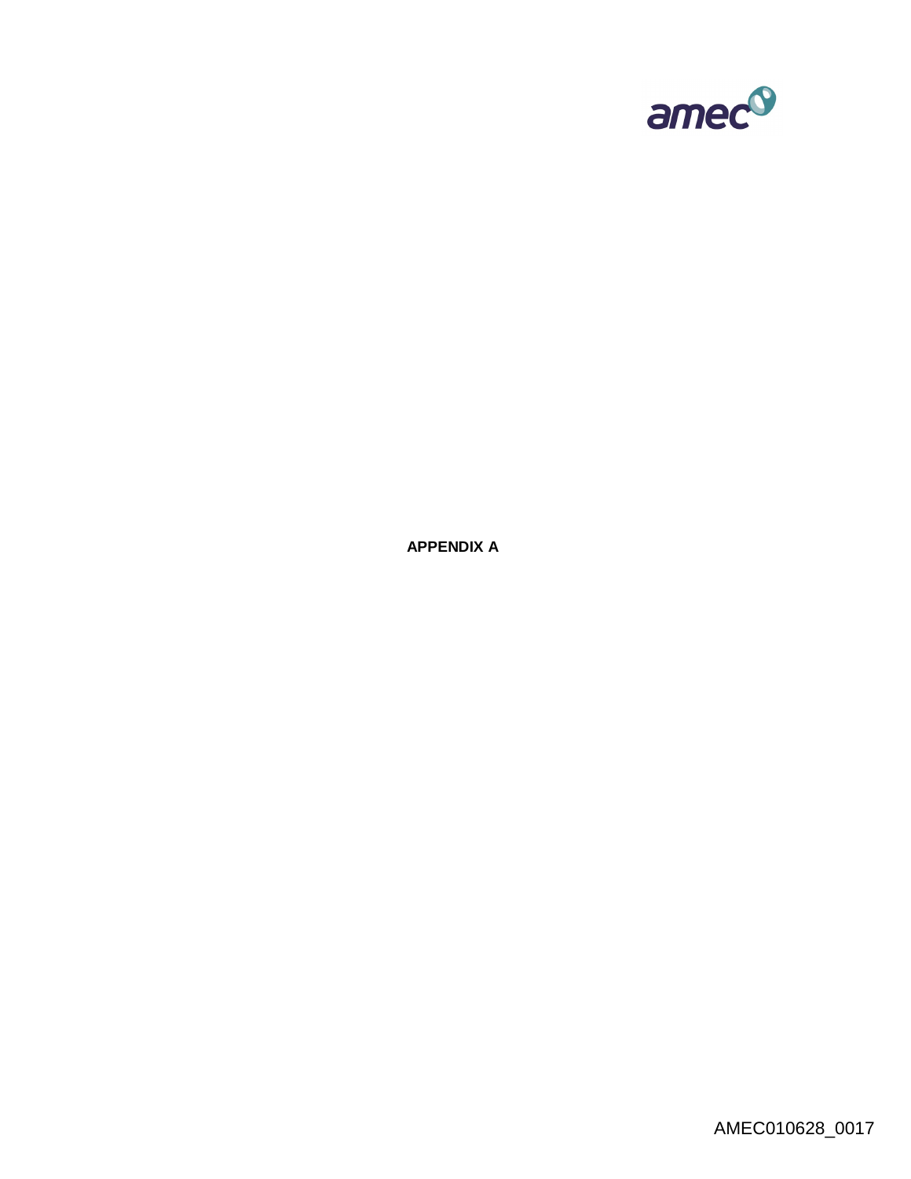**APPENDIX A**

AMEC010628_0017